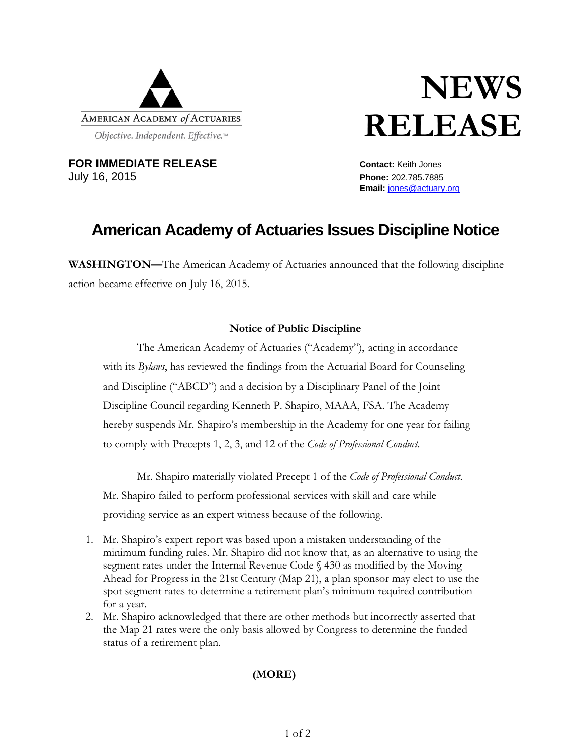American Academy *of* Actuaries

*Objective. Independent. Effective.*™

# NEWS RELEASE

**FOR IMMEDIATE RELEASE**
July 16, 2015

**Contact:** Keith Jones
**Phone:** 202.785.7885
**Email:** jones@actuary.org

## American Academy of Actuaries Issues Discipline Notice

**WASHINGTON—**The American Academy of Actuaries announced that the following discipline action became effective on July 16, 2015.

### Notice of Public Discipline

The American Academy of Actuaries ("Academy"), acting in accordance with its *Bylaws*, has reviewed the findings from the Actuarial Board for Counseling and Discipline ("ABCD") and a decision by a Disciplinary Panel of the Joint Discipline Council regarding Kenneth P. Shapiro, MAAA, FSA. The Academy hereby suspends Mr. Shapiro's membership in the Academy for one year for failing to comply with Precepts 1, 2, 3, and 12 of the *Code of Professional Conduct.*

Mr. Shapiro materially violated Precept 1 of the *Code of Professional Conduct*. Mr. Shapiro failed to perform professional services with skill and care while providing service as an expert witness because of the following.

1. Mr. Shapiro's expert report was based upon a mistaken understanding of the minimum funding rules. Mr. Shapiro did not know that, as an alternative to using the segment rates under the Internal Revenue Code § 430 as modified by the Moving Ahead for Progress in the 21st Century (Map 21), a plan sponsor may elect to use the spot segment rates to determine a retirement plan's minimum required contribution for a year.
2. Mr. Shapiro acknowledged that there are other methods but incorrectly asserted that the Map 21 rates were the only basis allowed by Congress to determine the funded status of a retirement plan.

**(MORE)**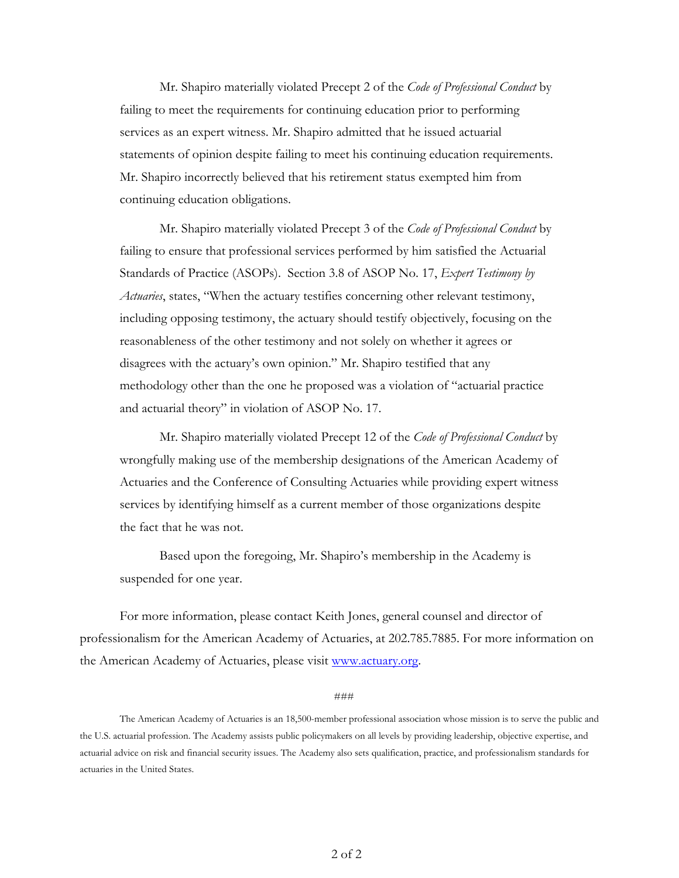Mr. Shapiro materially violated Precept 2 of the *Code of Professional Conduct* by failing to meet the requirements for continuing education prior to performing services as an expert witness. Mr. Shapiro admitted that he issued actuarial statements of opinion despite failing to meet his continuing education requirements. Mr. Shapiro incorrectly believed that his retirement status exempted him from continuing education obligations.

Mr. Shapiro materially violated Precept 3 of the *Code of Professional Conduct* by failing to ensure that professional services performed by him satisfied the Actuarial Standards of Practice (ASOPs). Section 3.8 of ASOP No. 17, *Expert Testimony by Actuaries*, states, "When the actuary testifies concerning other relevant testimony, including opposing testimony, the actuary should testify objectively, focusing on the reasonableness of the other testimony and not solely on whether it agrees or disagrees with the actuary's own opinion." Mr. Shapiro testified that any methodology other than the one he proposed was a violation of "actuarial practice and actuarial theory" in violation of ASOP No. 17.

Mr. Shapiro materially violated Precept 12 of the *Code of Professional Conduct* by wrongfully making use of the membership designations of the American Academy of Actuaries and the Conference of Consulting Actuaries while providing expert witness services by identifying himself as a current member of those organizations despite the fact that he was not.

Based upon the foregoing, Mr. Shapiro's membership in the Academy is suspended for one year.

For more information, please contact Keith Jones, general counsel and director of professionalism for the American Academy of Actuaries, at 202.785.7885. For more information on the American Academy of Actuaries, please visit [www.actuary.org](http://www.actuary.org).

###

The American Academy of Actuaries is an 18,500-member professional association whose mission is to serve the public and the U.S. actuarial profession. The Academy assists public policymakers on all levels by providing leadership, objective expertise, and actuarial advice on risk and financial security issues. The Academy also sets qualification, practice, and professionalism standards for actuaries in the United States.